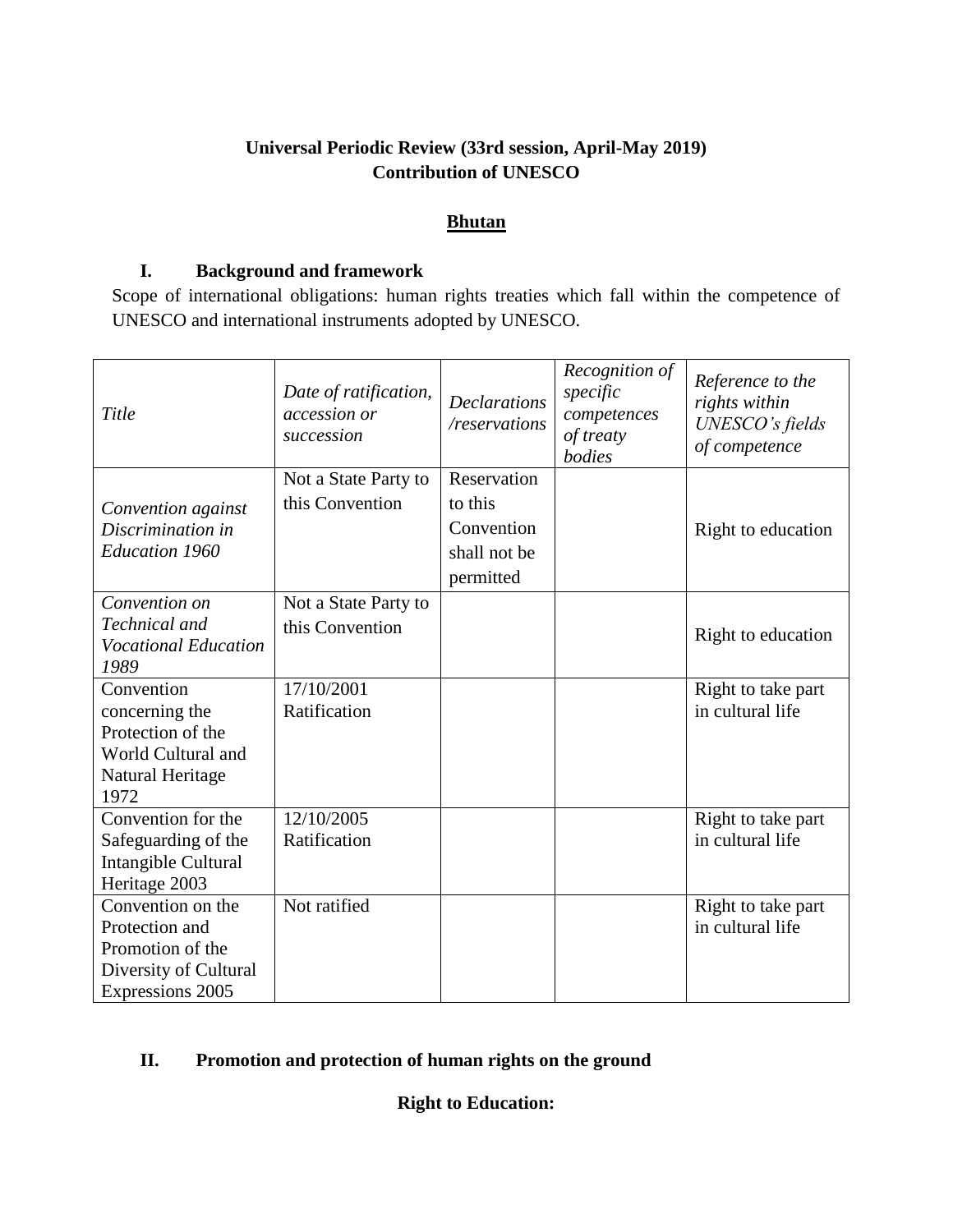**Universal Periodic Review (33rd session, April-May 2019)**
**Contribution of UNESCO**

**Bhutan**

## I. Background and framework

Scope of international obligations: human rights treaties which fall within the competence of UNESCO and international instruments adopted by UNESCO.

| *Title* | *Date of ratification, accession or succession* | *Declarations /reservations* | *Recognition of specific competences of treaty bodies* | *Reference to the rights within UNESCO's fields of competence* |
|---|---|---|---|---|
| *Convention against Discrimination in Education 1960* | Not a State Party to this Convention | Reservation to this Convention shall not be permitted | | Right to education |
| *Convention on Technical and Vocational Education 1989* | Not a State Party to this Convention | | | Right to education |
| Convention concerning the Protection of the World Cultural and Natural Heritage 1972 | 17/10/2001 Ratification | | | Right to take part in cultural life |
| Convention for the Safeguarding of the Intangible Cultural Heritage 2003 | 12/10/2005 Ratification | | | Right to take part in cultural life |
| Convention on the Protection and Promotion of the Diversity of Cultural Expressions 2005 | Not ratified | | | Right to take part in cultural life |

## II. Promotion and protection of human rights on the ground

**Right to Education:**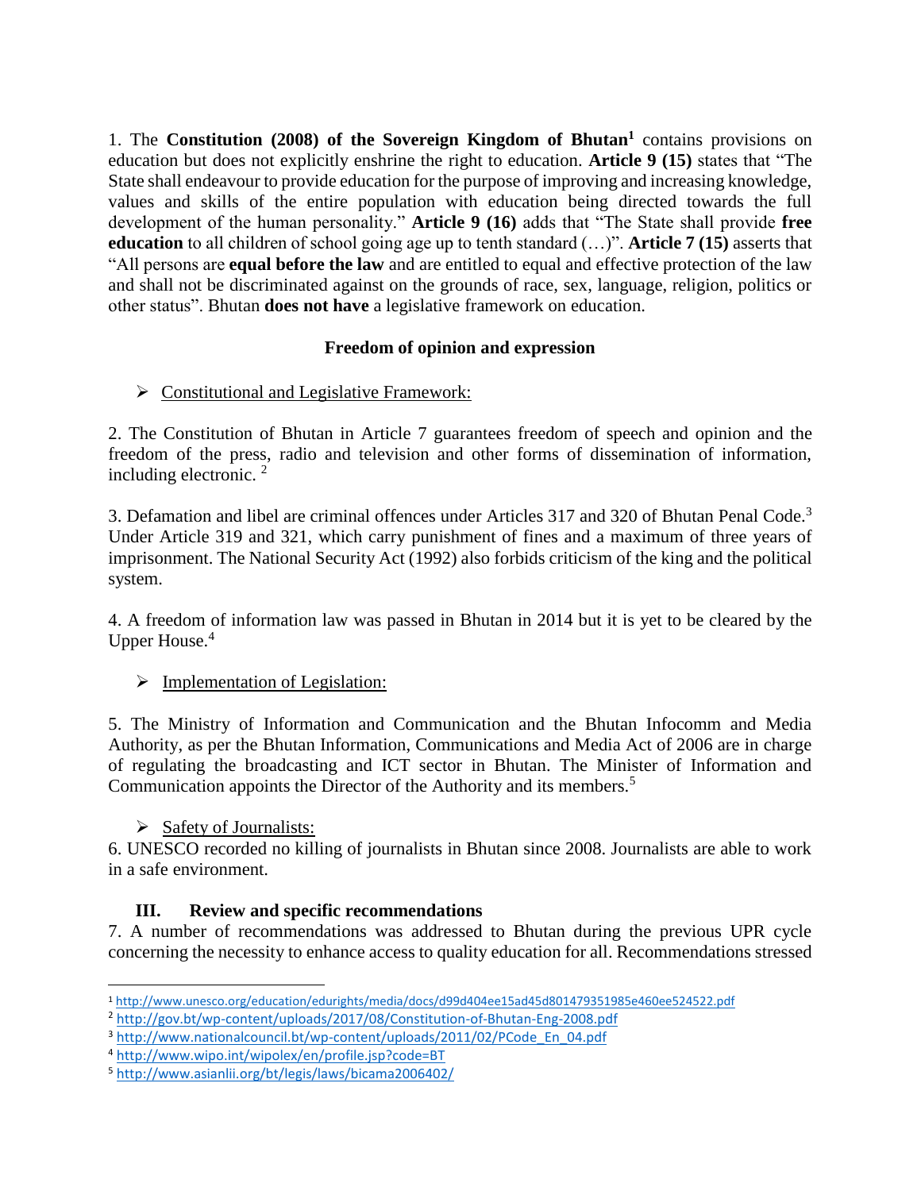1. The **Constitution (2008) of the Sovereign Kingdom of Bhutan**[1] contains provisions on education but does not explicitly enshrine the right to education. **Article 9 (15)** states that "The State shall endeavour to provide education for the purpose of improving and increasing knowledge, values and skills of the entire population with education being directed towards the full development of the human personality." **Article 9 (16)** adds that "The State shall provide **free education** to all children of school going age up to tenth standard (…)". **Article 7 (15)** asserts that "All persons are **equal before the law** and are entitled to equal and effective protection of the law and shall not be discriminated against on the grounds of race, sex, language, religion, politics or other status". Bhutan **does not have** a legislative framework on education.

### Freedom of opinion and expression

- Constitutional and Legislative Framework:

2. The Constitution of Bhutan in Article 7 guarantees freedom of speech and opinion and the freedom of the press, radio and television and other forms of dissemination of information, including electronic. [2]

3. Defamation and libel are criminal offences under Articles 317 and 320 of Bhutan Penal Code.[3] Under Article 319 and 321, which carry punishment of fines and a maximum of three years of imprisonment. The National Security Act (1992) also forbids criticism of the king and the political system.

4. A freedom of information law was passed in Bhutan in 2014 but it is yet to be cleared by the Upper House.[4]

- Implementation of Legislation:

5. The Ministry of Information and Communication and the Bhutan Infocomm and Media Authority, as per the Bhutan Information, Communications and Media Act of 2006 are in charge of regulating the broadcasting and ICT sector in Bhutan. The Minister of Information and Communication appoints the Director of the Authority and its members.[5]

- Safety of Journalists:

6. UNESCO recorded no killing of journalists in Bhutan since 2008. Journalists are able to work in a safe environment.

## III. Review and specific recommendations

7. A number of recommendations was addressed to Bhutan during the previous UPR cycle concerning the necessity to enhance access to quality education for all. Recommendations stressed

---

[1] http://www.unesco.org/education/edurights/media/docs/d99d404ee15ad45d801479351985e460ee524522.pdf

[2] http://gov.bt/wp-content/uploads/2017/08/Constitution-of-Bhutan-Eng-2008.pdf

[3] http://www.nationalcouncil.bt/wp-content/uploads/2011/02/PCode_En_04.pdf

[4] http://www.wipo.int/wipolex/en/profile.jsp?code=BT

[5] http://www.asianlii.org/bt/legis/laws/bicama2006402/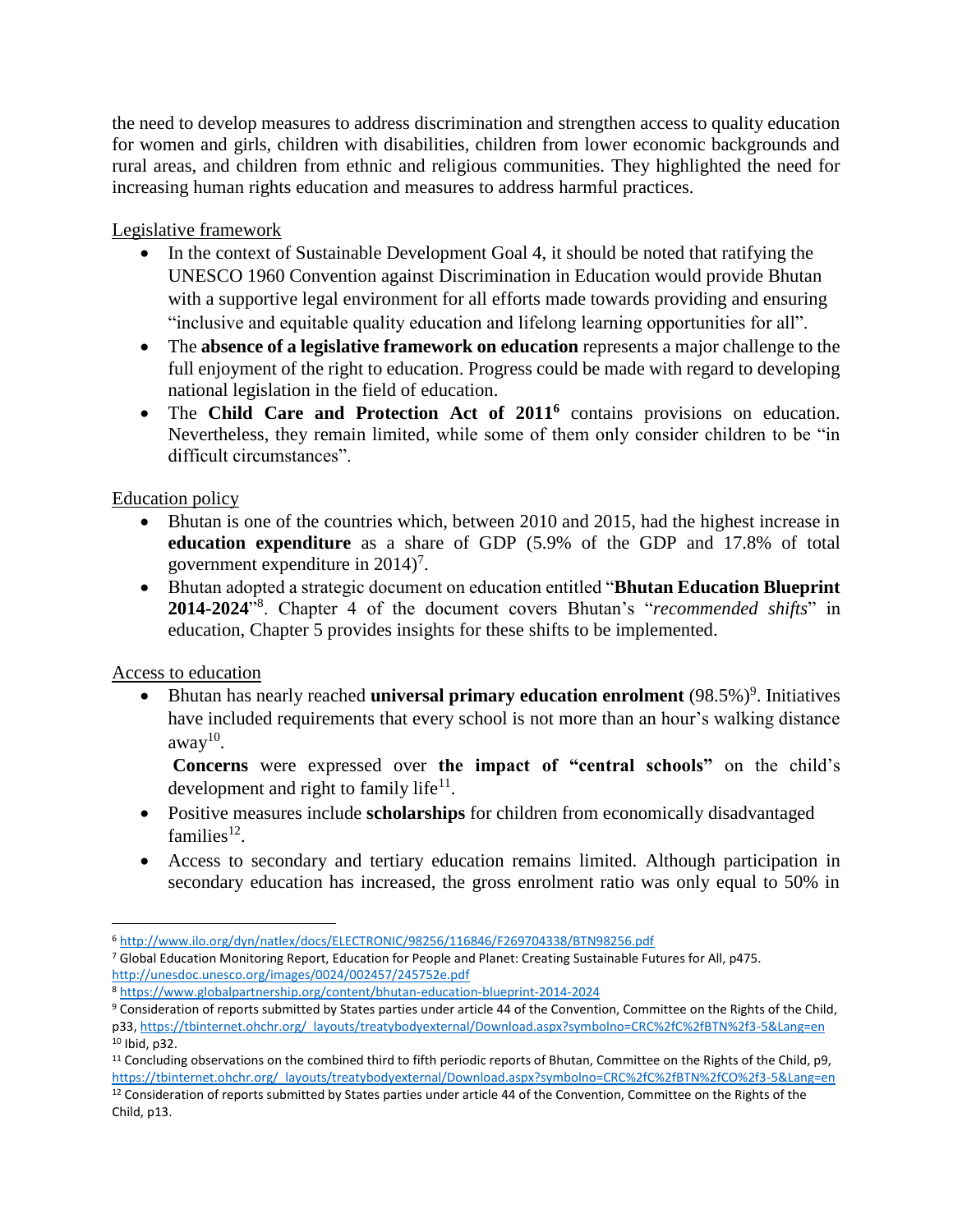the need to develop measures to address discrimination and strengthen access to quality education for women and girls, children with disabilities, children from lower economic backgrounds and rural areas, and children from ethnic and religious communities. They highlighted the need for increasing human rights education and measures to address harmful practices.

Legislative framework

- In the context of Sustainable Development Goal 4, it should be noted that ratifying the UNESCO 1960 Convention against Discrimination in Education would provide Bhutan with a supportive legal environment for all efforts made towards providing and ensuring "inclusive and equitable quality education and lifelong learning opportunities for all".
- The **absence of a legislative framework on education** represents a major challenge to the full enjoyment of the right to education. Progress could be made with regard to developing national legislation in the field of education.
- The **Child Care and Protection Act of 2011**[6] contains provisions on education. Nevertheless, they remain limited, while some of them only consider children to be "in difficult circumstances".

Education policy

- Bhutan is one of the countries which, between 2010 and 2015, had the highest increase in **education expenditure** as a share of GDP (5.9% of the GDP and 17.8% of total government expenditure in 2014)[7].
- Bhutan adopted a strategic document on education entitled "**Bhutan Education Blueprint 2014-2024**"[8]. Chapter 4 of the document covers Bhutan's "*recommended shifts*" in education, Chapter 5 provides insights for these shifts to be implemented.

Access to education

- Bhutan has nearly reached **universal primary education enrolment** (98.5%)[9]. Initiatives have included requirements that every school is not more than an hour's walking distance away[10].

  **Concerns** were expressed over **the impact of "central schools"** on the child's development and right to family life[11].
- Positive measures include **scholarships** for children from economically disadvantaged families[12].
- Access to secondary and tertiary education remains limited. Although participation in secondary education has increased, the gross enrolment ratio was only equal to 50% in

---

[6] http://www.ilo.org/dyn/natlex/docs/ELECTRONIC/98256/116846/F269704338/BTN98256.pdf

[7] Global Education Monitoring Report, Education for People and Planet: Creating Sustainable Futures for All, p475. http://unesdoc.unesco.org/images/0024/002457/245752e.pdf

[8] https://www.globalpartnership.org/content/bhutan-education-blueprint-2014-2024

[9] Consideration of reports submitted by States parties under article 44 of the Convention, Committee on the Rights of the Child, p33, https://tbinternet.ohchr.org/_layouts/treatybodyexternal/Download.aspx?symbolno=CRC%2fC%2fBTN%2f3-5&Lang=en

[10] Ibid, p32.

[11] Concluding observations on the combined third to fifth periodic reports of Bhutan, Committee on the Rights of the Child, p9, https://tbinternet.ohchr.org/_layouts/treatybodyexternal/Download.aspx?symbolno=CRC%2fC%2fBTN%2fCO%2f3-5&Lang=en

[12] Consideration of reports submitted by States parties under article 44 of the Convention, Committee on the Rights of the Child, p13.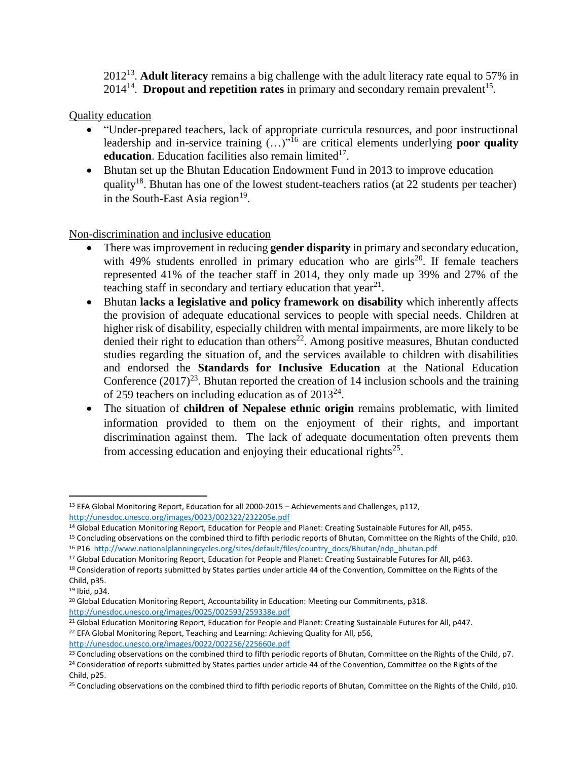2012[13]. **Adult literacy** remains a big challenge with the adult literacy rate equal to 57% in 2014[14]. **Dropout and repetition rates** in primary and secondary remain prevalent[15].

Quality education

- "Under-prepared teachers, lack of appropriate curricula resources, and poor instructional leadership and in-service training (…)"[16] are critical elements underlying **poor quality education**. Education facilities also remain limited[17].
- Bhutan set up the Bhutan Education Endowment Fund in 2013 to improve education quality[18]. Bhutan has one of the lowest student-teachers ratios (at 22 students per teacher) in the South-East Asia region[19].

Non-discrimination and inclusive education

- There was improvement in reducing **gender disparity** in primary and secondary education, with 49% students enrolled in primary education who are girls[20]. If female teachers represented 41% of the teacher staff in 2014, they only made up 39% and 27% of the teaching staff in secondary and tertiary education that year[21].
- Bhutan **lacks a legislative and policy framework on disability** which inherently affects the provision of adequate educational services to people with special needs. Children at higher risk of disability, especially children with mental impairments, are more likely to be denied their right to education than others[22]. Among positive measures, Bhutan conducted studies regarding the situation of, and the services available to children with disabilities and endorsed the **Standards for Inclusive Education** at the National Education Conference (2017)[23]. Bhutan reported the creation of 14 inclusion schools and the training of 259 teachers on including education as of 2013[24].
- The situation of **children of Nepalese ethnic origin** remains problematic, with limited information provided to them on the enjoyment of their rights, and important discrimination against them. The lack of adequate documentation often prevents them from accessing education and enjoying their educational rights[25].

---

[13] EFA Global Monitoring Report, Education for all 2000-2015 – Achievements and Challenges, p112, http://unesdoc.unesco.org/images/0023/002322/232205e.pdf

[14] Global Education Monitoring Report, Education for People and Planet: Creating Sustainable Futures for All, p455.

[15] Concluding observations on the combined third to fifth periodic reports of Bhutan, Committee on the Rights of the Child, p10.

[16] P16 http://www.nationalplanningcycles.org/sites/default/files/country_docs/Bhutan/ndp_bhutan.pdf

[17] Global Education Monitoring Report, Education for People and Planet: Creating Sustainable Futures for All, p463.

[18] Consideration of reports submitted by States parties under article 44 of the Convention, Committee on the Rights of the Child, p35.

[19] Ibid, p34.

[20] Global Education Monitoring Report, Accountability in Education: Meeting our Commitments, p318. http://unesdoc.unesco.org/images/0025/002593/259338e.pdf

[21] Global Education Monitoring Report, Education for People and Planet: Creating Sustainable Futures for All, p447.

[22] EFA Global Monitoring Report, Teaching and Learning: Achieving Quality for All, p56, http://unesdoc.unesco.org/images/0022/002256/225660e.pdf

[23] Concluding observations on the combined third to fifth periodic reports of Bhutan, Committee on the Rights of the Child, p7.

[24] Consideration of reports submitted by States parties under article 44 of the Convention, Committee on the Rights of the Child, p25.

[25] Concluding observations on the combined third to fifth periodic reports of Bhutan, Committee on the Rights of the Child, p10.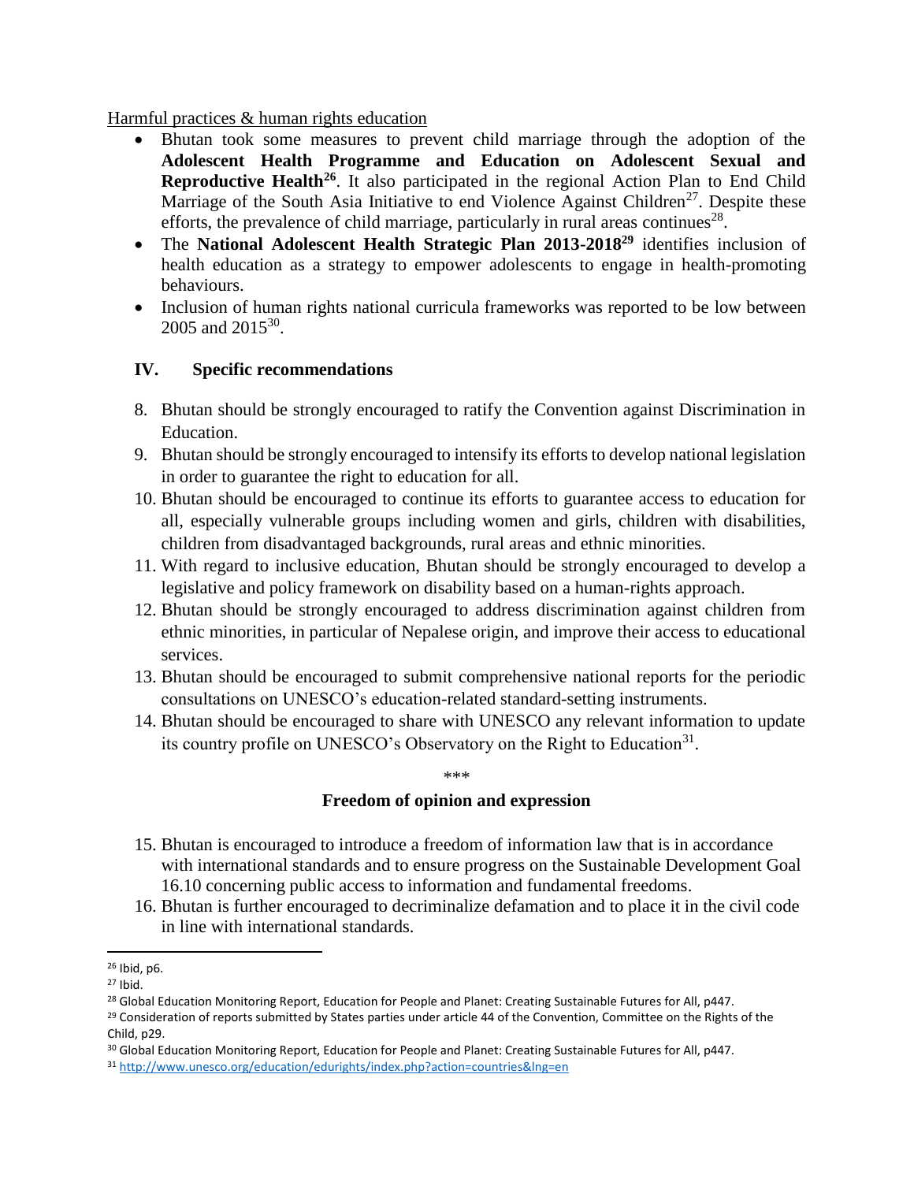Harmful practices & human rights education

- Bhutan took some measures to prevent child marriage through the adoption of the **Adolescent Health Programme and Education on Adolescent Sexual and Reproductive Health**[26]. It also participated in the regional Action Plan to End Child Marriage of the South Asia Initiative to end Violence Against Children[27]. Despite these efforts, the prevalence of child marriage, particularly in rural areas continues[28].
- The **National Adolescent Health Strategic Plan 2013-2018**[29] identifies inclusion of health education as a strategy to empower adolescents to engage in health-promoting behaviours.
- Inclusion of human rights national curricula frameworks was reported to be low between 2005 and 2015[30].

## IV. Specific recommendations

8. Bhutan should be strongly encouraged to ratify the Convention against Discrimination in Education.
9. Bhutan should be strongly encouraged to intensify its efforts to develop national legislation in order to guarantee the right to education for all.
10. Bhutan should be encouraged to continue its efforts to guarantee access to education for all, especially vulnerable groups including women and girls, children with disabilities, children from disadvantaged backgrounds, rural areas and ethnic minorities.
11. With regard to inclusive education, Bhutan should be strongly encouraged to develop a legislative and policy framework on disability based on a human-rights approach.
12. Bhutan should be strongly encouraged to address discrimination against children from ethnic minorities, in particular of Nepalese origin, and improve their access to educational services.
13. Bhutan should be encouraged to submit comprehensive national reports for the periodic consultations on UNESCO's education-related standard-setting instruments.
14. Bhutan should be encouraged to share with UNESCO any relevant information to update its country profile on UNESCO's Observatory on the Right to Education[31].

***

### Freedom of opinion and expression

15. Bhutan is encouraged to introduce a freedom of information law that is in accordance with international standards and to ensure progress on the Sustainable Development Goal 16.10 concerning public access to information and fundamental freedoms.
16. Bhutan is further encouraged to decriminalize defamation and to place it in the civil code in line with international standards.

---

[26] Ibid, p6.

[27] Ibid.

[28] Global Education Monitoring Report, Education for People and Planet: Creating Sustainable Futures for All, p447.

[29] Consideration of reports submitted by States parties under article 44 of the Convention, Committee on the Rights of the Child, p29.

[30] Global Education Monitoring Report, Education for People and Planet: Creating Sustainable Futures for All, p447.

[31] http://www.unesco.org/education/edurights/index.php?action=countries&lng=en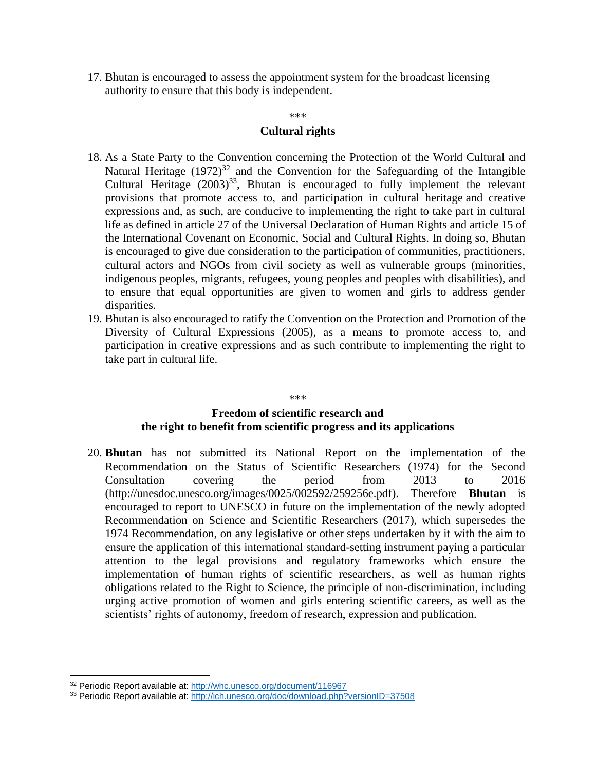17. Bhutan is encouraged to assess the appointment system for the broadcast licensing authority to ensure that this body is independent.

\*\*\*

## Cultural rights

18. As a State Party to the Convention concerning the Protection of the World Cultural and Natural Heritage (1972)[32] and the Convention for the Safeguarding of the Intangible Cultural Heritage (2003)[33], Bhutan is encouraged to fully implement the relevant provisions that promote access to, and participation in cultural heritage and creative expressions and, as such, are conducive to implementing the right to take part in cultural life as defined in article 27 of the Universal Declaration of Human Rights and article 15 of the International Covenant on Economic, Social and Cultural Rights. In doing so, Bhutan is encouraged to give due consideration to the participation of communities, practitioners, cultural actors and NGOs from civil society as well as vulnerable groups (minorities, indigenous peoples, migrants, refugees, young peoples and peoples with disabilities), and to ensure that equal opportunities are given to women and girls to address gender disparities.
19. Bhutan is also encouraged to ratify the Convention on the Protection and Promotion of the Diversity of Cultural Expressions (2005), as a means to promote access to, and participation in creative expressions and as such contribute to implementing the right to take part in cultural life.

\*\*\*

## Freedom of scientific research and the right to benefit from scientific progress and its applications

20. **Bhutan** has not submitted its National Report on the implementation of the Recommendation on the Status of Scientific Researchers (1974) for the Second Consultation covering the period from 2013 to 2016 (http://unesdoc.unesco.org/images/0025/002592/259256e.pdf). Therefore **Bhutan** is encouraged to report to UNESCO in future on the implementation of the newly adopted Recommendation on Science and Scientific Researchers (2017), which supersedes the 1974 Recommendation, on any legislative or other steps undertaken by it with the aim to ensure the application of this international standard-setting instrument paying a particular attention to the legal provisions and regulatory frameworks which ensure the implementation of human rights of scientific researchers, as well as human rights obligations related to the Right to Science, the principle of non-discrimination, including urging active promotion of women and girls entering scientific careers, as well as the scientists' rights of autonomy, freedom of research, expression and publication.

---

[32] Periodic Report available at: http://whc.unesco.org/document/116967

[33] Periodic Report available at: http://ich.unesco.org/doc/download.php?versionID=37508